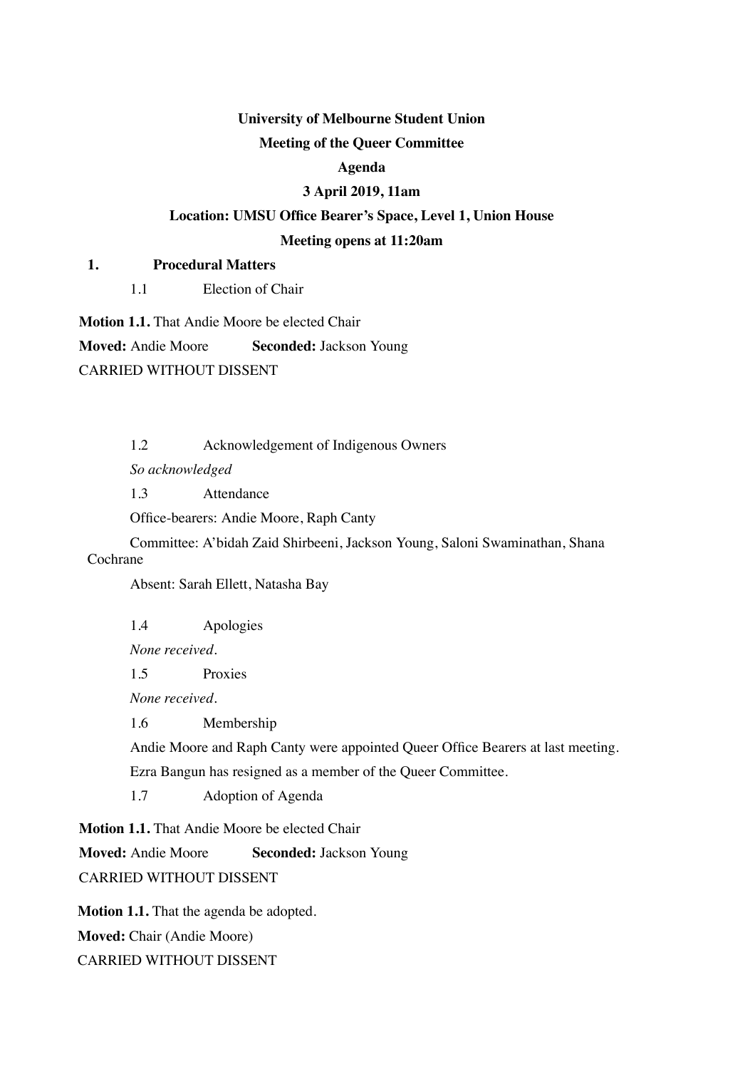**University of Melbourne Student Union**

**Meeting of the Queer Committee**

**Agenda**

**3 April 2019, 11am**

**Location: UMSU Office Bearer's Space, Level 1, Union House**

**Meeting opens at 11:20am**

**1. Procedural Matters**

1.1 Election of Chair

**Motion 1.1.** That Andie Moore be elected Chair

**Moved:** Andie Moore **Seconded:** Jackson Young

CARRIED WITHOUT DISSENT

1.2 Acknowledgement of Indigenous Owners

*So acknowledged*

1.3 Attendance

Office-bearers: Andie Moore, Raph Canty

Committee: A'bidah Zaid Shirbeeni, Jackson Young, Saloni Swaminathan, Shana Cochrane

Absent: Sarah Ellett, Natasha Bay

1.4 Apologies

*None received.*

1.5 Proxies

*None received.*

1.6 Membership

Andie Moore and Raph Canty were appointed Queer Office Bearers at last meeting.

Ezra Bangun has resigned as a member of the Queer Committee.

1.7 Adoption of Agenda

**Motion 1.1.** That Andie Moore be elected Chair

**Moved:** Andie Moore **Seconded:** Jackson Young

CARRIED WITHOUT DISSENT

**Motion 1.1.** That the agenda be adopted.

**Moved:** Chair (Andie Moore)

CARRIED WITHOUT DISSENT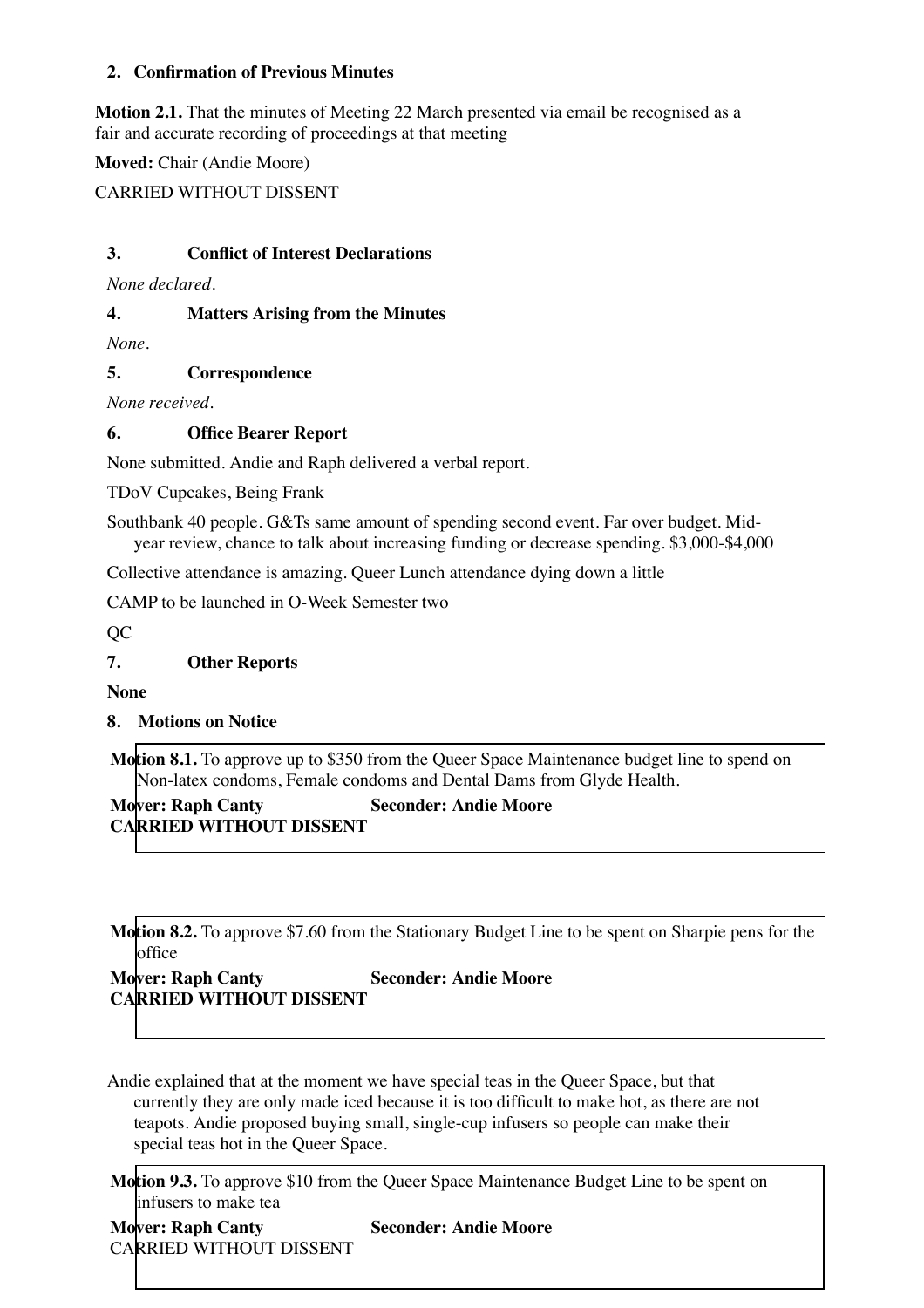## 2. Confirmation of Previous Minutes

**Motion 2.1.** That the minutes of Meeting 22 March presented via email be recognised as a fair and accurate recording of proceedings at that meeting

**Moved:** Chair (Andie Moore)

CARRIED WITHOUT DISSENT

## 3. Conflict of Interest Declarations

*None declared.*

## 4. Matters Arising from the Minutes

*None.*

## 5. Correspondence

*None received.*

## 6. Office Bearer Report

None submitted. Andie and Raph delivered a verbal report.

TDoV Cupcakes, Being Frank

Southbank 40 people. G&Ts same amount of spending second event. Far over budget. Mid-year review, chance to talk about increasing funding or decrease spending. $3,000-$4,000

Collective attendance is amazing. Queer Lunch attendance dying down a little

CAMP to be launched in O-Week Semester two

QC

## 7. Other Reports

**None**

## 8. Motions on Notice

**Motion 8.1.** To approve up to $350 from the Queer Space Maintenance budget line to spend on Non-latex condoms, Female condoms and Dental Dams from Glyde Health.

**Mover: Raph Canty** **Seconder: Andie Moore**

**CARRIED WITHOUT DISSENT**

**Motion 8.2.** To approve $7.60 from the Stationary Budget Line to be spent on Sharpie pens for the office

**Mover: Raph Canty** **Seconder: Andie Moore**

**CARRIED WITHOUT DISSENT**

Andie explained that at the moment we have special teas in the Queer Space, but that currently they are only made iced because it is too difficult to make hot, as there are not teapots. Andie proposed buying small, single-cup infusers so people can make their special teas hot in the Queer Space.

**Motion 9.3.** To approve $10 from the Queer Space Maintenance Budget Line to be spent on infusers to make tea

**Mover: Raph Canty** **Seconder: Andie Moore**

CARRIED WITHOUT DISSENT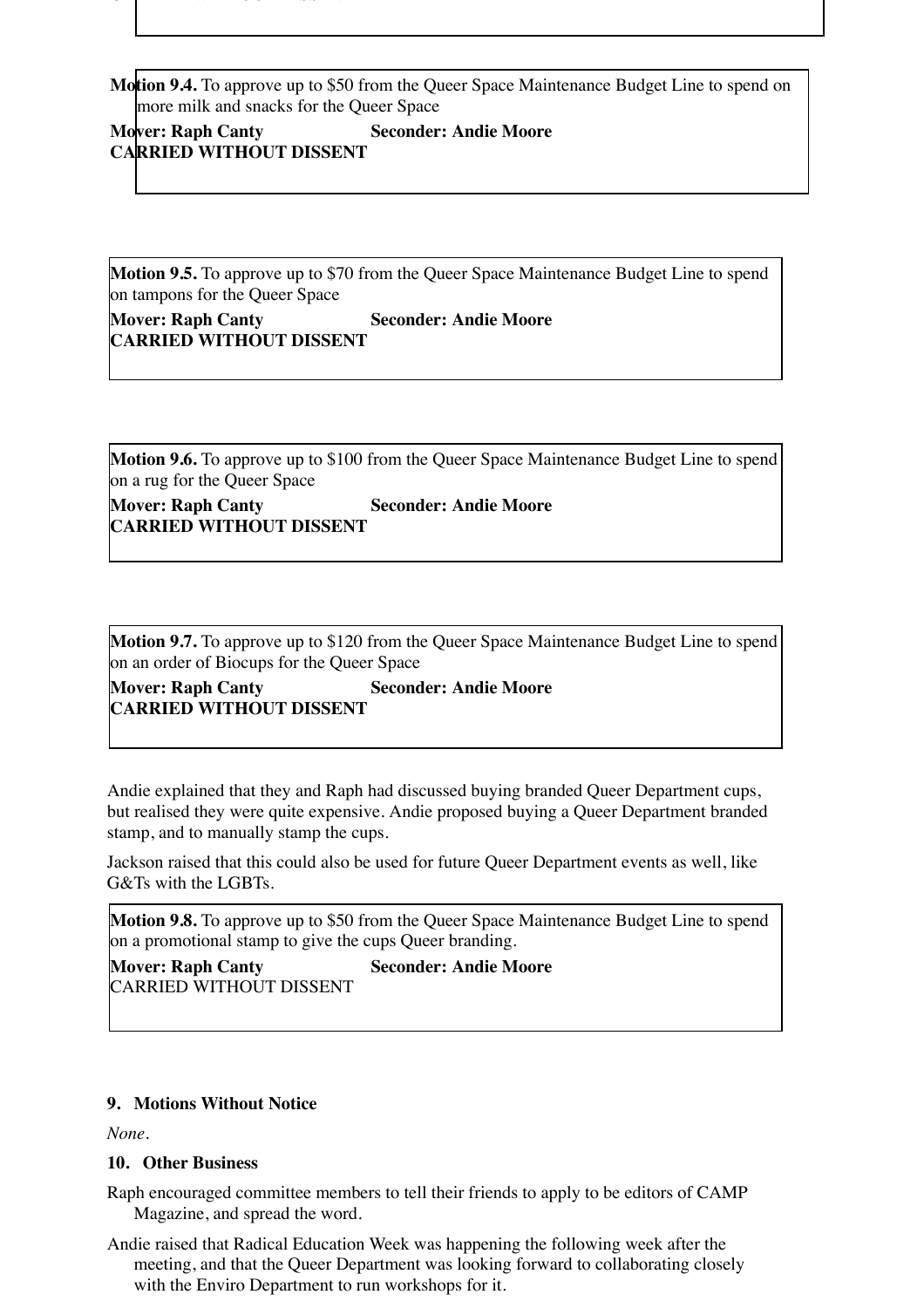**Motion 9.4.** To approve up to $50 from the Queer Space Maintenance Budget Line to spend on more milk and snacks for the Queer Space
**Mover: Raph Canty** **Seconder: Andie Moore**
**CARRIED WITHOUT DISSENT**

**Motion 9.5.** To approve up to $70 from the Queer Space Maintenance Budget Line to spend on tampons for the Queer Space
**Mover: Raph Canty** **Seconder: Andie Moore**
**CARRIED WITHOUT DISSENT**

**Motion 9.6.** To approve up to $100 from the Queer Space Maintenance Budget Line to spend on a rug for the Queer Space
**Mover: Raph Canty** **Seconder: Andie Moore**
**CARRIED WITHOUT DISSENT**

**Motion 9.7.** To approve up to $120 from the Queer Space Maintenance Budget Line to spend on an order of Biocups for the Queer Space
**Mover: Raph Canty** **Seconder: Andie Moore**
**CARRIED WITHOUT DISSENT**

Andie explained that they and Raph had discussed buying branded Queer Department cups, but realised they were quite expensive. Andie proposed buying a Queer Department branded stamp, and to manually stamp the cups.

Jackson raised that this could also be used for future Queer Department events as well, like G&Ts with the LGBTs.

**Motion 9.8.** To approve up to $50 from the Queer Space Maintenance Budget Line to spend on a promotional stamp to give the cups Queer branding.
**Mover: Raph Canty** **Seconder: Andie Moore**
CARRIED WITHOUT DISSENT

**9. Motions Without Notice**

*None*.

**10. Other Business**

Raph encouraged committee members to tell their friends to apply to be editors of CAMP Magazine, and spread the word.

Andie raised that Radical Education Week was happening the following week after the meeting, and that the Queer Department was looking forward to collaborating closely with the Enviro Department to run workshops for it.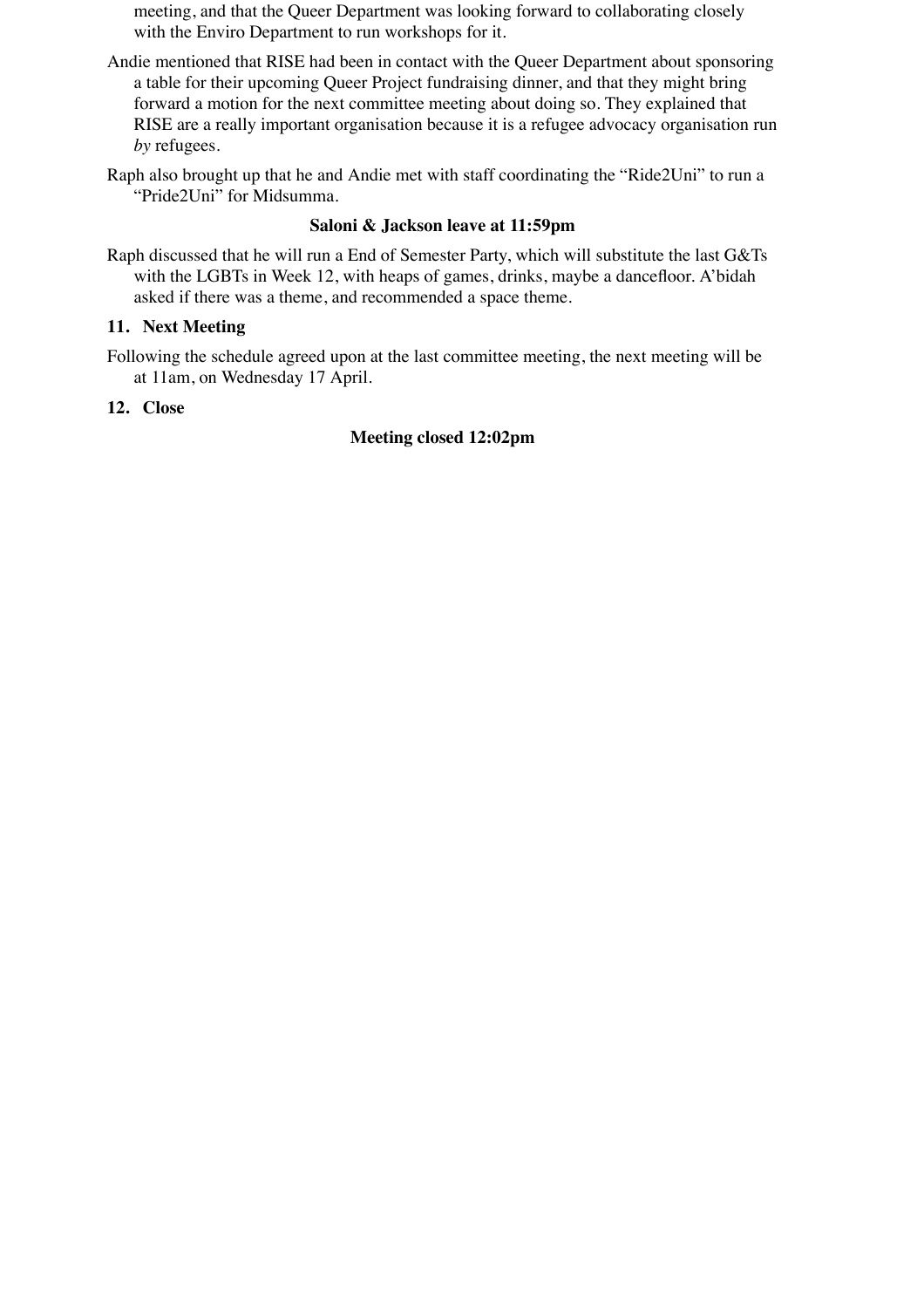meeting, and that the Queer Department was looking forward to collaborating closely with the Enviro Department to run workshops for it.

Andie mentioned that RISE had been in contact with the Queer Department about sponsoring a table for their upcoming Queer Project fundraising dinner, and that they might bring forward a motion for the next committee meeting about doing so. They explained that RISE are a really important organisation because it is a refugee advocacy organisation run *by* refugees.

Raph also brought up that he and Andie met with staff coordinating the "Ride2Uni" to run a "Pride2Uni" for Midsumma.

**Saloni & Jackson leave at 11:59pm**

Raph discussed that he will run a End of Semester Party, which will substitute the last G&Ts with the LGBTs in Week 12, with heaps of games, drinks, maybe a dancefloor. A'bidah asked if there was a theme, and recommended a space theme.

### 11. Next Meeting

Following the schedule agreed upon at the last committee meeting, the next meeting will be at 11am, on Wednesday 17 April.

### 12. Close

**Meeting closed 12:02pm**